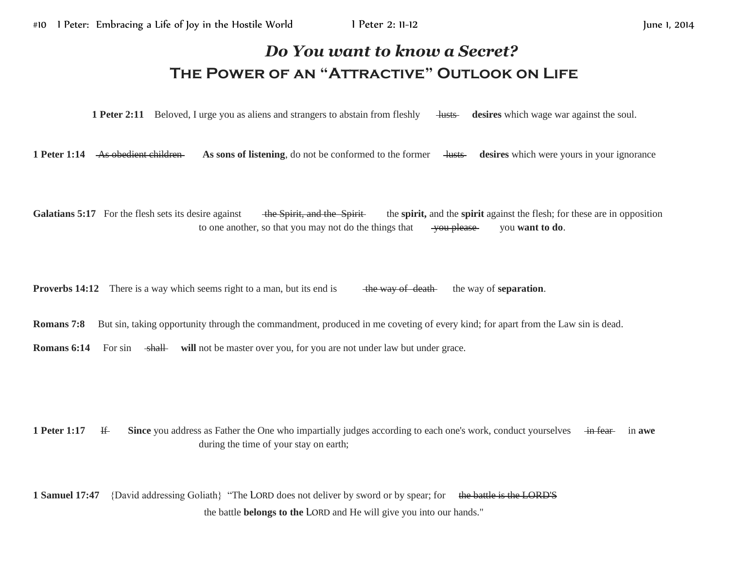#10 1 Peter: Embracing a Life of Joy in the Hostile World 1 Peter 2: 11-12 June 1, 2014

# *Do You want to know a Secret?*

## The Power of an "Attractive" Outlook on Life

**1 Peter 2:11** Beloved, I urge you as aliens and strangers to abstain from fleshly ~~lusts~~ **desires** which wage war against the soul.

**1 Peter 1:14** ~~As obedient children~~ **As sons of listening**, do not be conformed to the former ~~lusts~~ **desires** which were yours in your ignorance

**Galatians 5:17** For the flesh sets its desire against ~~the Spirit, and the Spirit~~ the **spirit,** and the **spirit** against the flesh; for these are in opposition to one another, so that you may not do the things that ~~you please~~ you **want to do**.

**Proverbs 14:12** There is a way which seems right to a man, but its end is ~~the way of death~~ the way of **separation**.

**Romans 7:8** But sin, taking opportunity through the commandment, produced in me coveting of every kind; for apart from the Law sin is dead.

**Romans 6:14** For sin ~~shall~~ **will** not be master over you, for you are not under law but under grace.

**1 Peter 1:17** ~~If~~ **Since** you address as Father the One who impartially judges according to each one's work, conduct yourselves ~~in fear~~ in **awe** during the time of your stay on earth;

**1 Samuel 17:47** {David addressing Goliath} "The LORD does not deliver by sword or by spear; for ~~the battle is the LORD'S~~ the battle **belongs to the** LORD and He will give you into our hands."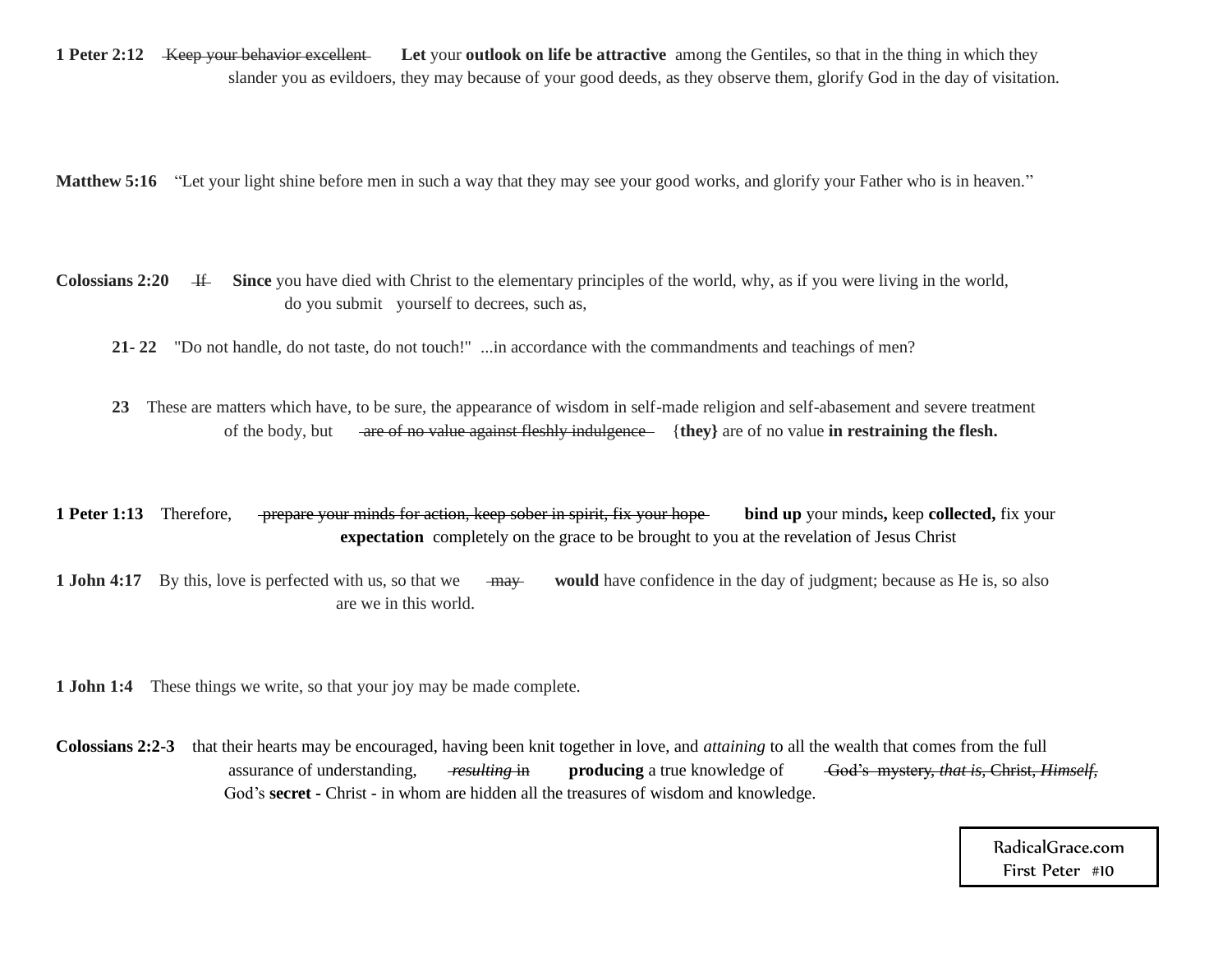**1 Peter 2:12** ~~Keep your behavior excellent~~ **Let** your **outlook on life be attractive** among the Gentiles, so that in the thing in which they slander you as evildoers, they may because of your good deeds, as they observe them, glorify God in the day of visitation.

**Matthew 5:16** "Let your light shine before men in such a way that they may see your good works, and glorify your Father who is in heaven."

**Colossians 2:20** ~~If~~ **Since** you have died with Christ to the elementary principles of the world, why, as if you were living in the world, do you submit yourself to decrees, such as,

**21- 22** "Do not handle, do not taste, do not touch!" ...in accordance with the commandments and teachings of men?

**23** These are matters which have, to be sure, the appearance of wisdom in self-made religion and self-abasement and severe treatment of the body, but ~~are of no value against fleshly indulgence~~ {**they**} are of no value **in restraining the flesh.**

**1 Peter 1:13** Therefore, ~~prepare your minds for action, keep sober in spirit, fix your hope~~ **bind up** your minds**,** keep **collected,** fix your **expectation** completely on the grace to be brought to you at the revelation of Jesus Christ

**1 John 4:17** By this, love is perfected with us, so that we ~~may~~ **would** have confidence in the day of judgment; because as He is, so also are we in this world.

**1 John 1:4** These things we write, so that your joy may be made complete.

**Colossians 2:2-3** that their hearts may be encouraged, having been knit together in love, and *attaining* to all the wealth that comes from the full assurance of understanding, ~~*resulting* in~~ **producing** a true knowledge of ~~God's mystery, *that is,* Christ, *Himself,*~~ God's **secret -** Christ - in whom are hidden all the treasures of wisdom and knowledge.

RadicalGrace.com
First Peter #10